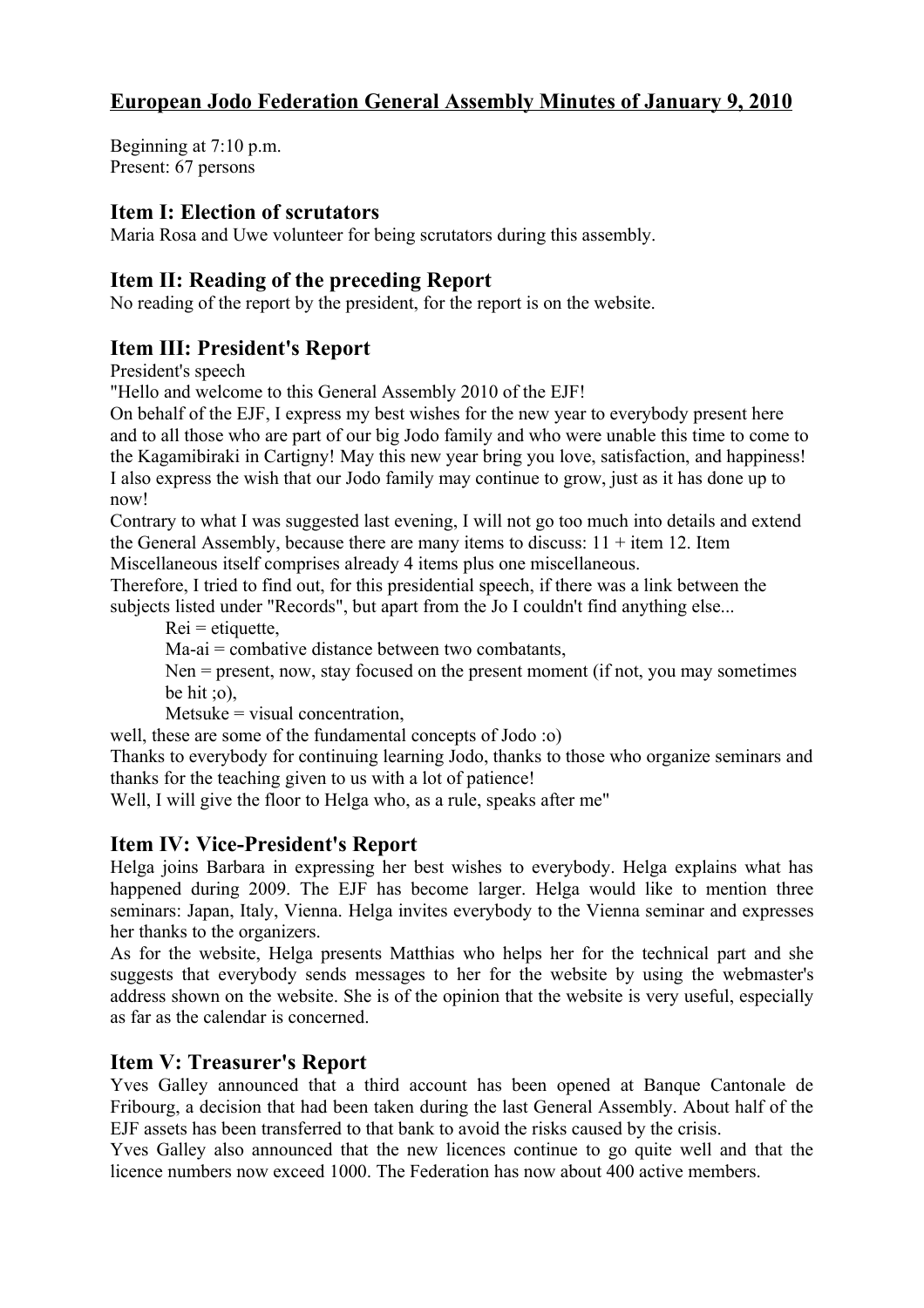# European Jodo Federation General Assembly Minutes of January 9, 2010

Beginning at 7:10 p.m.
Present: 67 persons

## Item I: Election of scrutators

Maria Rosa and Uwe volunteer for being scrutators during this assembly.

## Item II: Reading of the preceding Report

No reading of the report by the president, for the report is on the website.

## Item III: President's Report

President's speech

"Hello and welcome to this General Assembly 2010 of the EJF!

On behalf of the EJF, I express my best wishes for the new year to everybody present here and to all those who are part of our big Jodo family and who were unable this time to come to the Kagamibiraki in Cartigny! May this new year bring you love, satisfaction, and happiness! I also express the wish that our Jodo family may continue to grow, just as it has done up to now!

Contrary to what I was suggested last evening, I will not go too much into details and extend the General Assembly, because there are many items to discuss: 11 + item 12. Item Miscellaneous itself comprises already 4 items plus one miscellaneous.

Therefore, I tried to find out, for this presidential speech, if there was a link between the subjects listed under "Records", but apart from the Jo I couldn't find anything else...

> Rei = etiquette,
> Ma-ai = combative distance between two combatants,
> Nen = present, now, stay focused on the present moment (if not, you may sometimes be hit ;o),
> Metsuke = visual concentration,

well, these are some of the fundamental concepts of Jodo :o)

Thanks to everybody for continuing learning Jodo, thanks to those who organize seminars and thanks for the teaching given to us with a lot of patience!

Well, I will give the floor to Helga who, as a rule, speaks after me"

## Item IV: Vice-President's Report

Helga joins Barbara in expressing her best wishes to everybody. Helga explains what has happened during 2009. The EJF has become larger. Helga would like to mention three seminars: Japan, Italy, Vienna. Helga invites everybody to the Vienna seminar and expresses her thanks to the organizers.

As for the website, Helga presents Matthias who helps her for the technical part and she suggests that everybody sends messages to her for the website by using the webmaster's address shown on the website. She is of the opinion that the website is very useful, especially as far as the calendar is concerned.

## Item V: Treasurer's Report

Yves Galley announced that a third account has been opened at Banque Cantonale de Fribourg, a decision that had been taken during the last General Assembly. About half of the EJF assets has been transferred to that bank to avoid the risks caused by the crisis.

Yves Galley also announced that the new licences continue to go quite well and that the licence numbers now exceed 1000. The Federation has now about 400 active members.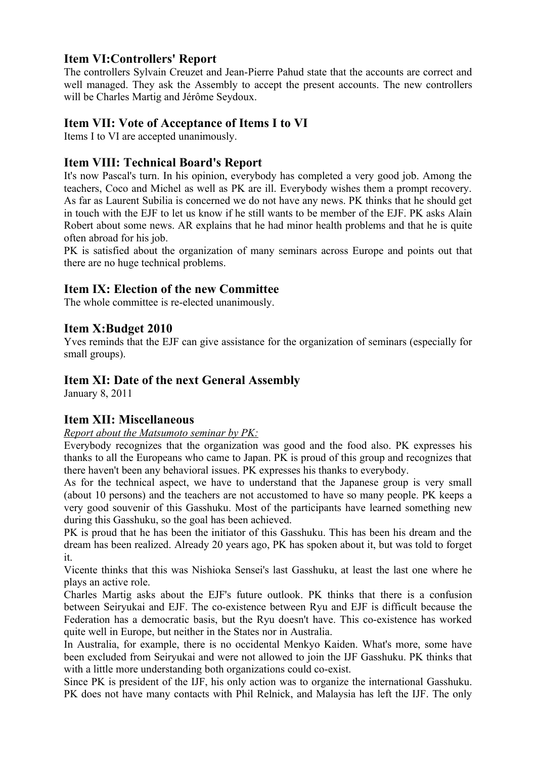## Item VI:Controllers' Report

The controllers Sylvain Creuzet and Jean-Pierre Pahud state that the accounts are correct and well managed. They ask the Assembly to accept the present accounts. The new controllers will be Charles Martig and Jérôme Seydoux.

## Item VII: Vote of Acceptance of Items I to VI

Items I to VI are accepted unanimously.

## Item VIII: Technical Board's Report

It's now Pascal's turn. In his opinion, everybody has completed a very good job. Among the teachers, Coco and Michel as well as PK are ill. Everybody wishes them a prompt recovery. As far as Laurent Subilia is concerned we do not have any news. PK thinks that he should get in touch with the EJF to let us know if he still wants to be member of the EJF. PK asks Alain Robert about some news. AR explains that he had minor health problems and that he is quite often abroad for his job.

PK is satisfied about the organization of many seminars across Europe and points out that there are no huge technical problems.

## Item IX: Election of the new Committee

The whole committee is re-elected unanimously.

## Item X:Budget 2010

Yves reminds that the EJF can give assistance for the organization of seminars (especially for small groups).

## Item XI: Date of the next General Assembly

January 8, 2011

## Item XII: Miscellaneous

*Report about the Matsumoto seminar by PK:*

Everybody recognizes that the organization was good and the food also. PK expresses his thanks to all the Europeans who came to Japan. PK is proud of this group and recognizes that there haven't been any behavioral issues. PK expresses his thanks to everybody.

As for the technical aspect, we have to understand that the Japanese group is very small (about 10 persons) and the teachers are not accustomed to have so many people. PK keeps a very good souvenir of this Gasshuku. Most of the participants have learned something new during this Gasshuku, so the goal has been achieved.

PK is proud that he has been the initiator of this Gasshuku. This has been his dream and the dream has been realized. Already 20 years ago, PK has spoken about it, but was told to forget it.

Vicente thinks that this was Nishioka Sensei's last Gasshuku, at least the last one where he plays an active role.

Charles Martig asks about the EJF's future outlook. PK thinks that there is a confusion between Seiryukai and EJF. The co-existence between Ryu and EJF is difficult because the Federation has a democratic basis, but the Ryu doesn't have. This co-existence has worked quite well in Europe, but neither in the States nor in Australia.

In Australia, for example, there is no occidental Menkyo Kaiden. What's more, some have been excluded from Seiryukai and were not allowed to join the IJF Gasshuku. PK thinks that with a little more understanding both organizations could co-exist.

Since PK is president of the IJF, his only action was to organize the international Gasshuku. PK does not have many contacts with Phil Relnick, and Malaysia has left the IJF. The only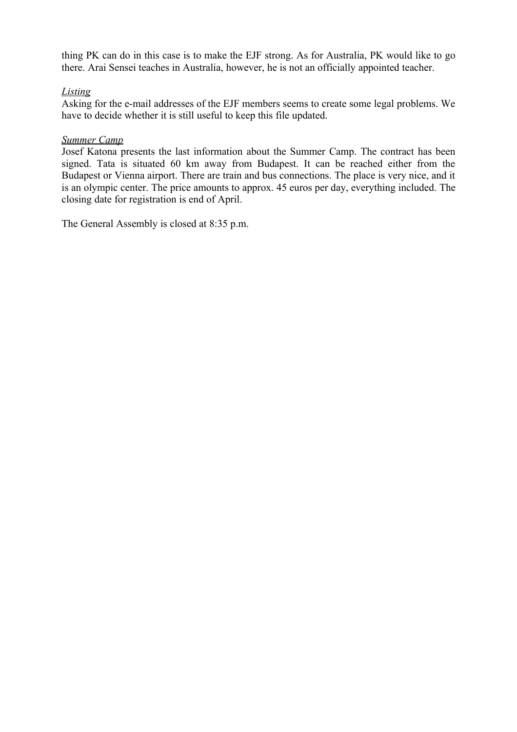thing PK can do in this case is to make the EJF strong. As for Australia, PK would like to go there. Arai Sensei teaches in Australia, however, he is not an officially appointed teacher.

*Listing*

Asking for the e-mail addresses of the EJF members seems to create some legal problems. We have to decide whether it is still useful to keep this file updated.

*Summer Camp*

Josef Katona presents the last information about the Summer Camp. The contract has been signed. Tata is situated 60 km away from Budapest. It can be reached either from the Budapest or Vienna airport. There are train and bus connections. The place is very nice, and it is an olympic center. The price amounts to approx. 45 euros per day, everything included. The closing date for registration is end of April.

The General Assembly is closed at 8:35 p.m.